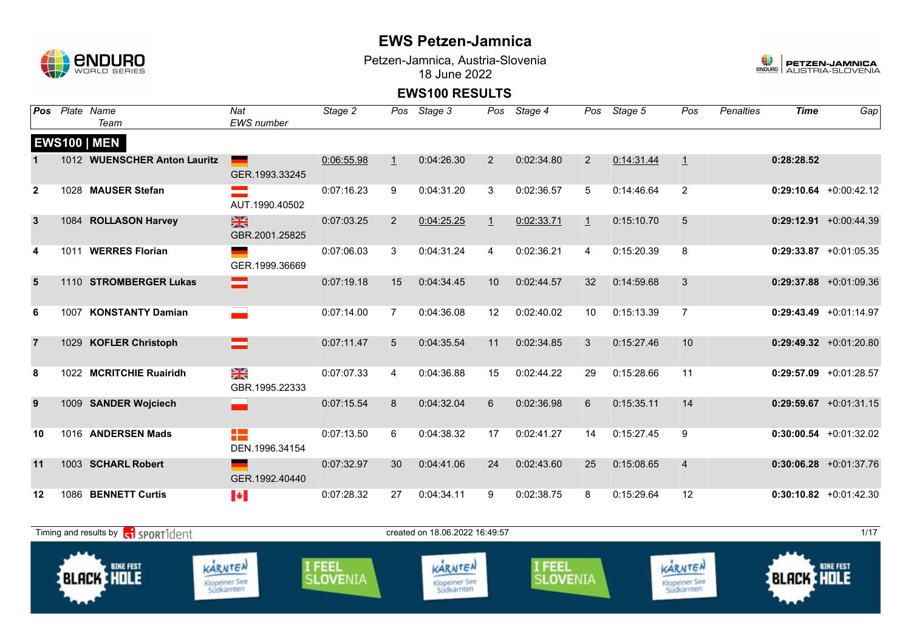# EWS Petzen-Jamnica

Petzen-Jamnica, Austria-Slovenia
18 June 2022

## EWS100 RESULTS

### EWS100 | MEN

| Pos | Plate | Name / Team | Nat / EWS number | Stage 2 | Pos | Stage 3 | Pos | Stage 4 | Pos | Stage 5 | Pos | Penalties | Time | Gap |
|---|---|---|---|---|---|---|---|---|---|---|---|---|---|---|
| 1 | 1012 | **WUENSCHER Anton Lauritz** | GER.1993.33245 | 0:06:55.98 | 1 | 0:04:26.30 | 2 | 0:02:34.80 | 2 | 0:14:31.44 | 1 | | **0:28:28.52** | |
| 2 | 1028 | **MAUSER Stefan** | AUT.1990.40502 | 0:07:16.23 | 9 | 0:04:31.20 | 3 | 0:02:36.57 | 5 | 0:14:46.64 | 2 | | **0:29:10.64** | +0:00:42.12 |
| 3 | 1084 | **ROLLASON Harvey** | GBR.2001.25825 | 0:07:03.25 | 2 | 0:04:25.25 | 1 | 0:02:33.71 | 1 | 0:15:10.70 | 5 | | **0:29:12.91** | +0:00:44.39 |
| 4 | 1011 | **WERRES Florian** | GER.1999.36669 | 0:07:06.03 | 3 | 0:04:31.24 | 4 | 0:02:36.21 | 4 | 0:15:20.39 | 8 | | **0:29:33.87** | +0:01:05.35 |
| 5 | 1110 | **STROMBERGER Lukas** | | 0:07:19.18 | 15 | 0:04:34.45 | 10 | 0:02:44.57 | 32 | 0:14:59.68 | 3 | | **0:29:37.88** | +0:01:09.36 |
| 6 | 1007 | **KONSTANTY Damian** | | 0:07:14.00 | 7 | 0:04:36.08 | 12 | 0:02:40.02 | 10 | 0:15:13.39 | 7 | | **0:29:43.49** | +0:01:14.97 |
| 7 | 1029 | **KOFLER Christoph** | | 0:07:11.47 | 5 | 0:04:35.54 | 11 | 0:02:34.85 | 3 | 0:15:27.46 | 10 | | **0:29:49.32** | +0:01:20.80 |
| 8 | 1022 | **MCRITCHIE Ruairidh** | GBR.1995.22333 | 0:07:07.33 | 4 | 0:04:36.88 | 15 | 0:02:44.22 | 29 | 0:15:28.66 | 11 | | **0:29:57.09** | +0:01:28.57 |
| 9 | 1009 | **SANDER Wojciech** | | 0:07:15.54 | 8 | 0:04:32.04 | 6 | 0:02:36.98 | 6 | 0:15:35.11 | 14 | | **0:29:59.67** | +0:01:31.15 |
| 10 | 1016 | **ANDERSEN Mads** | DEN.1996.34154 | 0:07:13.50 | 6 | 0:04:38.32 | 17 | 0:02:41.27 | 14 | 0:15:27.45 | 9 | | **0:30:00.54** | +0:01:32.02 |
| 11 | 1003 | **SCHARL Robert** | GER.1992.40440 | 0:07:32.97 | 30 | 0:04:41.06 | 24 | 0:02:43.60 | 25 | 0:15:08.65 | 4 | | **0:30:06.28** | +0:01:37.76 |
| 12 | 1086 | **BENNETT Curtis** | | 0:07:28.32 | 27 | 0:04:34.11 | 9 | 0:02:38.75 | 8 | 0:15:29.64 | 12 | | **0:30:10.82** | +0:01:42.30 |

Timing and results by SPORTident — created on 18.06.2022 16:49:57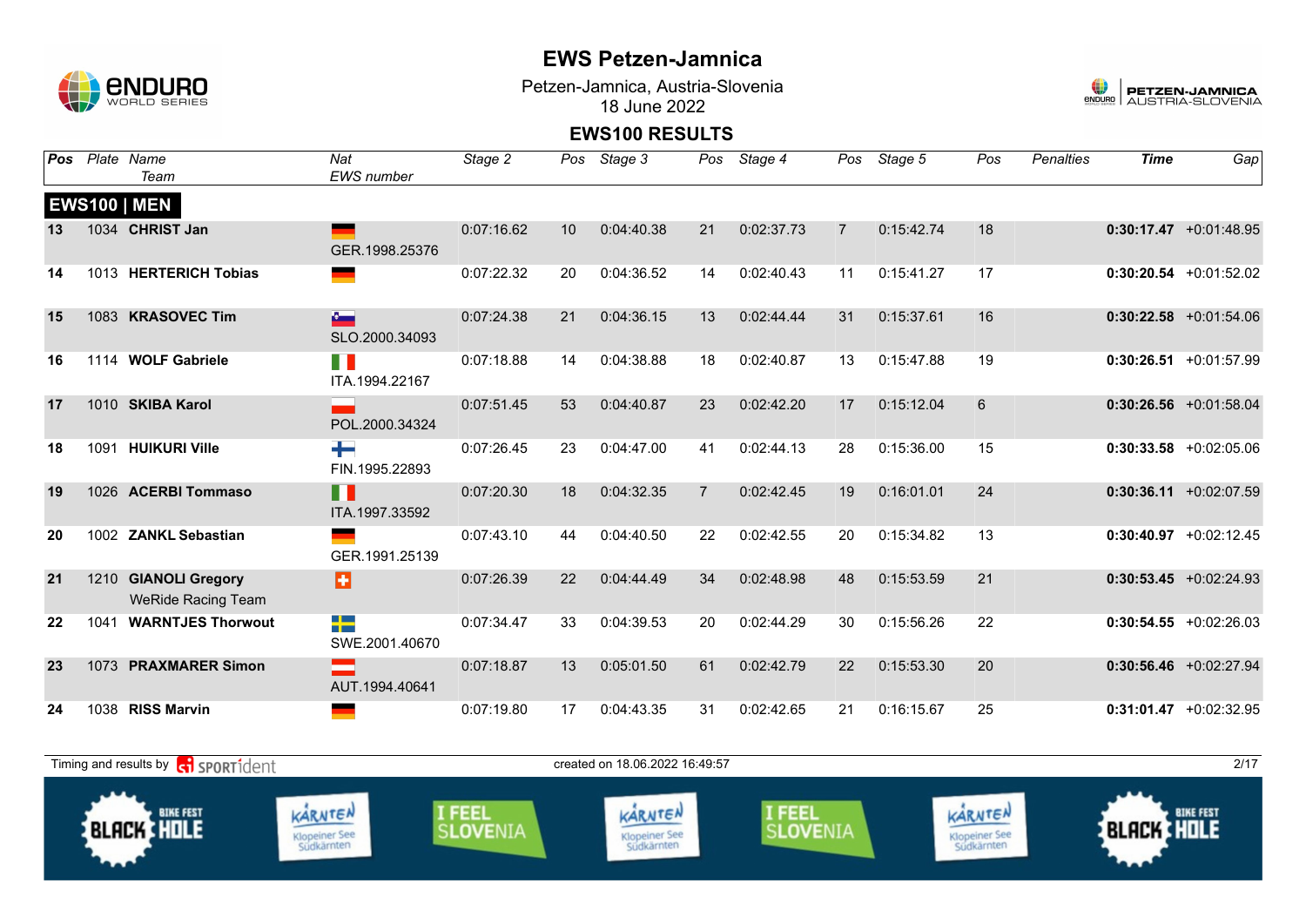# EWS Petzen-Jamnica

Petzen-Jamnica, Austria-Slovenia
18 June 2022

## EWS100 RESULTS

| Pos | Plate | Name / Team | Nat / EWS number | Stage 2 | Pos | Stage 3 | Pos | Stage 4 | Pos | Stage 5 | Pos | Penalties | Time | Gap |
|---|---|---|---|---|---|---|---|---|---|---|---|---|---|---|
| **EWS100 \| MEN** | | | | | | | | | | | | | | |
| 13 | 1034 | **CHRIST Jan** | GER.1998.25376 | 0:07:16.62 | 10 | 0:04:40.38 | 21 | 0:02:37.73 | 7 | 0:15:42.74 | 18 | | **0:30:17.47** | +0:01:48.95 |
| 14 | 1013 | **HERTERICH Tobias** | | 0:07:22.32 | 20 | 0:04:36.52 | 14 | 0:02:40.43 | 11 | 0:15:41.27 | 17 | | **0:30:20.54** | +0:01:52.02 |
| 15 | 1083 | **KRASOVEC Tim** | SLO.2000.34093 | 0:07:24.38 | 21 | 0:04:36.15 | 13 | 0:02:44.44 | 31 | 0:15:37.61 | 16 | | **0:30:22.58** | +0:01:54.06 |
| 16 | 1114 | **WOLF Gabriele** | ITA.1994.22167 | 0:07:18.88 | 14 | 0:04:38.88 | 18 | 0:02:40.87 | 13 | 0:15:47.88 | 19 | | **0:30:26.51** | +0:01:57.99 |
| 17 | 1010 | **SKIBA Karol** | POL.2000.34324 | 0:07:51.45 | 53 | 0:04:40.87 | 23 | 0:02:42.20 | 17 | 0:15:12.04 | 6 | | **0:30:26.56** | +0:01:58.04 |
| 18 | 1091 | **HUIKURI Ville** | FIN.1995.22893 | 0:07:26.45 | 23 | 0:04:47.00 | 41 | 0:02:44.13 | 28 | 0:15:36.00 | 15 | | **0:30:33.58** | +0:02:05.06 |
| 19 | 1026 | **ACERBI Tommaso** | ITA.1997.33592 | 0:07:20.30 | 18 | 0:04:32.35 | 7 | 0:02:42.45 | 19 | 0:16:01.01 | 24 | | **0:30:36.11** | +0:02:07.59 |
| 20 | 1002 | **ZANKL Sebastian** | GER.1991.25139 | 0:07:43.10 | 44 | 0:04:40.50 | 22 | 0:02:42.55 | 20 | 0:15:34.82 | 13 | | **0:30:40.97** | +0:02:12.45 |
| 21 | 1210 | **GIANOLI Gregory** WeRide Racing Team | | 0:07:26.39 | 22 | 0:04:44.49 | 34 | 0:02:48.98 | 48 | 0:15:53.59 | 21 | | **0:30:53.45** | +0:02:24.93 |
| 22 | 1041 | **WARNTJES Thorwout** | SWE.2001.40670 | 0:07:34.47 | 33 | 0:04:39.53 | 20 | 0:02:44.29 | 30 | 0:15:56.26 | 22 | | **0:30:54.55** | +0:02:26.03 |
| 23 | 1073 | **PRAXMARER Simon** | AUT.1994.40641 | 0:07:18.87 | 13 | 0:05:01.50 | 61 | 0:02:42.79 | 22 | 0:15:53.30 | 20 | | **0:30:56.46** | +0:02:27.94 |
| 24 | 1038 | **RISS Marvin** | | 0:07:19.80 | 17 | 0:04:43.35 | 31 | 0:02:42.65 | 21 | 0:16:15.67 | 25 | | **0:31:01.47** | +0:02:32.95 |

Timing and results by SPORTident — created on 18.06.2022 16:49:57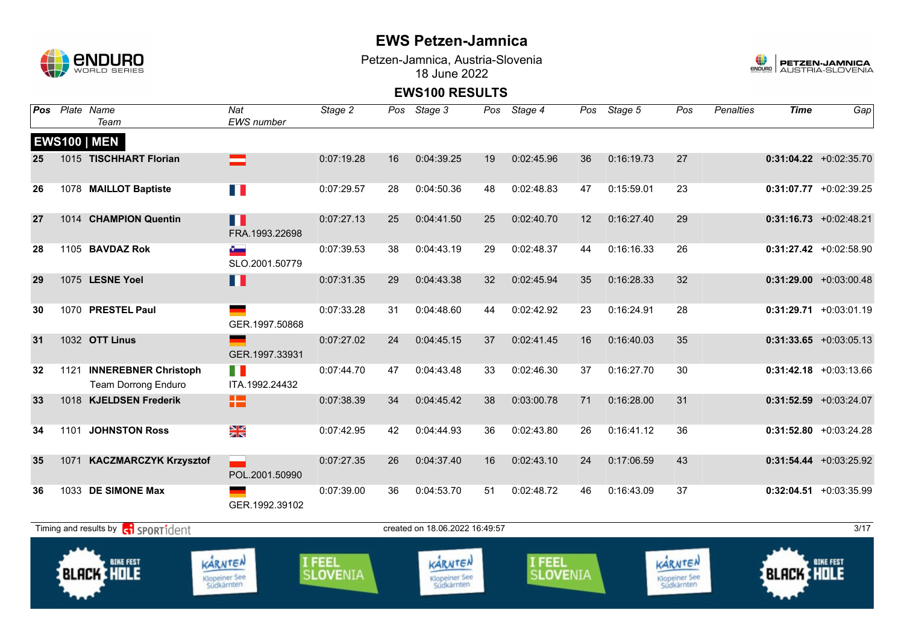# EWS Petzen-Jamnica

Petzen-Jamnica, Austria-Slovenia
18 June 2022

## EWS100 RESULTS

| Pos | Plate | Name / Team | Nat / EWS number | Stage 2 | Pos | Stage 3 | Pos | Stage 4 | Pos | Stage 5 | Pos | Penalties | Time | Gap |
|---|---|---|---|---|---|---|---|---|---|---|---|---|---|---|
| **EWS100 \| MEN** | | | | | | | | | | | | | | |
| **25** | 1015 | **TISCHHART Florian** | | 0:07:19.28 | 16 | 0:04:39.25 | 19 | 0:02:45.96 | 36 | 0:16:19.73 | 27 | | **0:31:04.22** | +0:02:35.70 |
| **26** | 1078 | **MAILLOT Baptiste** | | 0:07:29.57 | 28 | 0:04:50.36 | 48 | 0:02:48.83 | 47 | 0:15:59.01 | 23 | | **0:31:07.77** | +0:02:39.25 |
| **27** | 1014 | **CHAMPION Quentin** | FRA.1993.22698 | 0:07:27.13 | 25 | 0:04:41.50 | 25 | 0:02:40.70 | 12 | 0:16:27.40 | 29 | | **0:31:16.73** | +0:02:48.21 |
| **28** | 1105 | **BAVDAZ Rok** | SLO.2001.50779 | 0:07:39.53 | 38 | 0:04:43.19 | 29 | 0:02:48.37 | 44 | 0:16:16.33 | 26 | | **0:31:27.42** | +0:02:58.90 |
| **29** | 1075 | **LESNE Yoel** | | 0:07:31.35 | 29 | 0:04:43.38 | 32 | 0:02:45.94 | 35 | 0:16:28.33 | 32 | | **0:31:29.00** | +0:03:00.48 |
| **30** | 1070 | **PRESTEL Paul** | GER.1997.50868 | 0:07:33.28 | 31 | 0:04:48.60 | 44 | 0:02:42.92 | 23 | 0:16:24.91 | 28 | | **0:31:29.71** | +0:03:01.19 |
| **31** | 1032 | **OTT Linus** | GER.1997.33931 | 0:07:27.02 | 24 | 0:04:45.15 | 37 | 0:02:41.45 | 16 | 0:16:40.03 | 35 | | **0:31:33.65** | +0:03:05.13 |
| **32** | 1121 | **INNEREBNER Christoph** Team Dorrong Enduro | ITA.1992.24432 | 0:07:44.70 | 47 | 0:04:43.48 | 33 | 0:02:46.30 | 37 | 0:16:27.70 | 30 | | **0:31:42.18** | +0:03:13.66 |
| **33** | 1018 | **KJELDSEN Frederik** | | 0:07:38.39 | 34 | 0:04:45.42 | 38 | 0:03:00.78 | 71 | 0:16:28.00 | 31 | | **0:31:52.59** | +0:03:24.07 |
| **34** | 1101 | **JOHNSTON Ross** | | 0:07:42.95 | 42 | 0:04:44.93 | 36 | 0:02:43.80 | 26 | 0:16:41.12 | 36 | | **0:31:52.80** | +0:03:24.28 |
| **35** | 1071 | **KACZMARCZYK Krzysztof** | POL.2001.50990 | 0:07:27.35 | 26 | 0:04:37.40 | 16 | 0:02:43.10 | 24 | 0:17:06.59 | 43 | | **0:31:54.44** | +0:03:25.92 |
| **36** | 1033 | **DE SIMONE Max** | GER.1992.39102 | 0:07:39.00 | 36 | 0:04:53.70 | 51 | 0:02:48.72 | 46 | 0:16:43.09 | 37 | | **0:32:04.51** | +0:03:35.99 |

Timing and results by SPORTident — created on 18.06.2022 16:49:57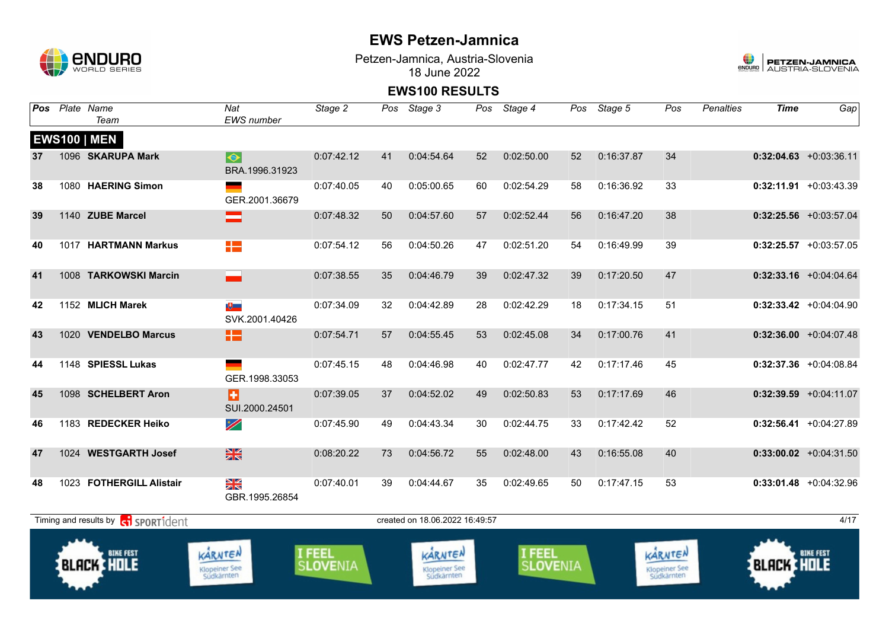# EWS Petzen-Jamnica

Petzen-Jamnica, Austria-Slovenia
18 June 2022

## EWS100 RESULTS

| Pos | Plate | Name / Team | Nat / EWS number | Stage 2 | Pos | Stage 3 | Pos | Stage 4 | Pos | Stage 5 | Pos | Penalties | Time | Gap |
|---|---|---|---|---|---|---|---|---|---|---|---|---|---|---|
| **EWS100 \| MEN** | | | | | | | | | | | | | | |
| 37 | 1096 | **SKARUPA Mark** | BRA.1996.31923 | 0:07:42.12 | 41 | 0:04:54.64 | 52 | 0:02:50.00 | 52 | 0:16:37.87 | 34 | | **0:32:04.63** | +0:03:36.11 |
| 38 | 1080 | **HAERING Simon** | GER.2001.36679 | 0:07:40.05 | 40 | 0:05:00.65 | 60 | 0:02:54.29 | 58 | 0:16:36.92 | 33 | | **0:32:11.91** | +0:03:43.39 |
| 39 | 1140 | **ZUBE Marcel** | | 0:07:48.32 | 50 | 0:04:57.60 | 57 | 0:02:52.44 | 56 | 0:16:47.20 | 38 | | **0:32:25.56** | +0:03:57.04 |
| 40 | 1017 | **HARTMANN Markus** | | 0:07:54.12 | 56 | 0:04:50.26 | 47 | 0:02:51.20 | 54 | 0:16:49.99 | 39 | | **0:32:25.57** | +0:03:57.05 |
| 41 | 1008 | **TARKOWSKI Marcin** | | 0:07:38.55 | 35 | 0:04:46.79 | 39 | 0:02:47.32 | 39 | 0:17:20.50 | 47 | | **0:32:33.16** | +0:04:04.64 |
| 42 | 1152 | **MLICH Marek** | SVK.2001.40426 | 0:07:34.09 | 32 | 0:04:42.89 | 28 | 0:02:42.29 | 18 | 0:17:34.15 | 51 | | **0:32:33.42** | +0:04:04.90 |
| 43 | 1020 | **VENDELBO Marcus** | | 0:07:54.71 | 57 | 0:04:55.45 | 53 | 0:02:45.08 | 34 | 0:17:00.76 | 41 | | **0:32:36.00** | +0:04:07.48 |
| 44 | 1148 | **SPIESSL Lukas** | GER.1998.33053 | 0:07:45.15 | 48 | 0:04:46.98 | 40 | 0:02:47.77 | 42 | 0:17:17.46 | 45 | | **0:32:37.36** | +0:04:08.84 |
| 45 | 1098 | **SCHELBERT Aron** | SUI.2000.24501 | 0:07:39.05 | 37 | 0:04:52.02 | 49 | 0:02:50.83 | 53 | 0:17:17.69 | 46 | | **0:32:39.59** | +0:04:11.07 |
| 46 | 1183 | **REDECKER Heiko** | | 0:07:45.90 | 49 | 0:04:43.34 | 30 | 0:02:44.75 | 33 | 0:17:42.42 | 52 | | **0:32:56.41** | +0:04:27.89 |
| 47 | 1024 | **WESTGARTH Josef** | | 0:08:20.22 | 73 | 0:04:56.72 | 55 | 0:02:48.00 | 43 | 0:16:55.08 | 40 | | **0:33:00.02** | +0:04:31.50 |
| 48 | 1023 | **FOTHERGILL Alistair** | GBR.1995.26854 | 0:07:40.01 | 39 | 0:04:44.67 | 35 | 0:02:49.65 | 50 | 0:17:47.15 | 53 | | **0:33:01.48** | +0:04:32.96 |

Timing and results by SPORTident — created on 18.06.2022 16:49:57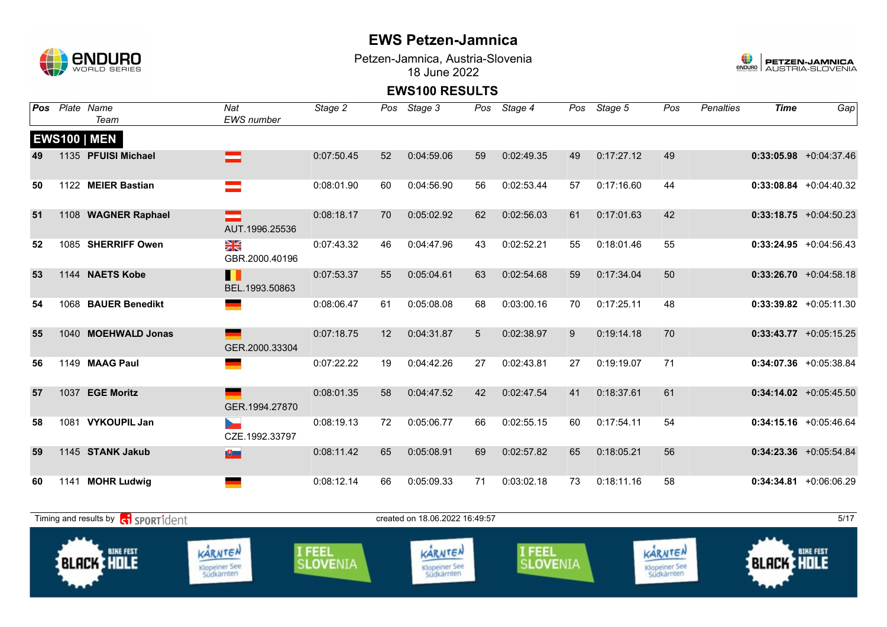# EWS Petzen-Jamnica

Petzen-Jamnica, Austria-Slovenia
18 June 2022

## EWS100 RESULTS

### EWS100 | MEN

| Pos | Plate | Name / Team | Nat / EWS number | Stage 2 | Pos | Stage 3 | Pos | Stage 4 | Pos | Stage 5 | Pos | Penalties | Time | Gap |
|---|---|---|---|---|---|---|---|---|---|---|---|---|---|---|
| 49 | 1135 | **PFUISI Michael** | | 0:07:50.45 | 52 | 0:04:59.06 | 59 | 0:02:49.35 | 49 | 0:17:27.12 | 49 | | **0:33:05.98** | +0:04:37.46 |
| 50 | 1122 | **MEIER Bastian** | | 0:08:01.90 | 60 | 0:04:56.90 | 56 | 0:02:53.44 | 57 | 0:17:16.60 | 44 | | **0:33:08.84** | +0:04:40.32 |
| 51 | 1108 | **WAGNER Raphael** | AUT.1996.25536 | 0:08:18.17 | 70 | 0:05:02.92 | 62 | 0:02:56.03 | 61 | 0:17:01.63 | 42 | | **0:33:18.75** | +0:04:50.23 |
| 52 | 1085 | **SHERRIFF Owen** | GBR.2000.40196 | 0:07:43.32 | 46 | 0:04:47.96 | 43 | 0:02:52.21 | 55 | 0:18:01.46 | 55 | | **0:33:24.95** | +0:04:56.43 |
| 53 | 1144 | **NAETS Kobe** | BEL.1993.50863 | 0:07:53.37 | 55 | 0:05:04.61 | 63 | 0:02:54.68 | 59 | 0:17:34.04 | 50 | | **0:33:26.70** | +0:04:58.18 |
| 54 | 1068 | **BAUER Benedikt** | | 0:08:06.47 | 61 | 0:05:08.08 | 68 | 0:03:00.16 | 70 | 0:17:25.11 | 48 | | **0:33:39.82** | +0:05:11.30 |
| 55 | 1040 | **MOEHWALD Jonas** | GER.2000.33304 | 0:07:18.75 | 12 | 0:04:31.87 | 5 | 0:02:38.97 | 9 | 0:19:14.18 | 70 | | **0:33:43.77** | +0:05:15.25 |
| 56 | 1149 | **MAAG Paul** | | 0:07:22.22 | 19 | 0:04:42.26 | 27 | 0:02:43.81 | 27 | 0:19:19.07 | 71 | | **0:34:07.36** | +0:05:38.84 |
| 57 | 1037 | **EGE Moritz** | GER.1994.27870 | 0:08:01.35 | 58 | 0:04:47.52 | 42 | 0:02:47.54 | 41 | 0:18:37.61 | 61 | | **0:34:14.02** | +0:05:45.50 |
| 58 | 1081 | **VYKOUPIL Jan** | CZE.1992.33797 | 0:08:19.13 | 72 | 0:05:06.77 | 66 | 0:02:55.15 | 60 | 0:17:54.11 | 54 | | **0:34:15.16** | +0:05:46.64 |
| 59 | 1145 | **STANK Jakub** | | 0:08:11.42 | 65 | 0:05:08.91 | 69 | 0:02:57.82 | 65 | 0:18:05.21 | 56 | | **0:34:23.36** | +0:05:54.84 |
| 60 | 1141 | **MOHR Ludwig** | | 0:08:12.14 | 66 | 0:05:09.33 | 71 | 0:03:02.18 | 73 | 0:18:11.16 | 58 | | **0:34:34.81** | +0:06:06.29 |

Timing and results by SPORTident — created on 18.06.2022 16:49:57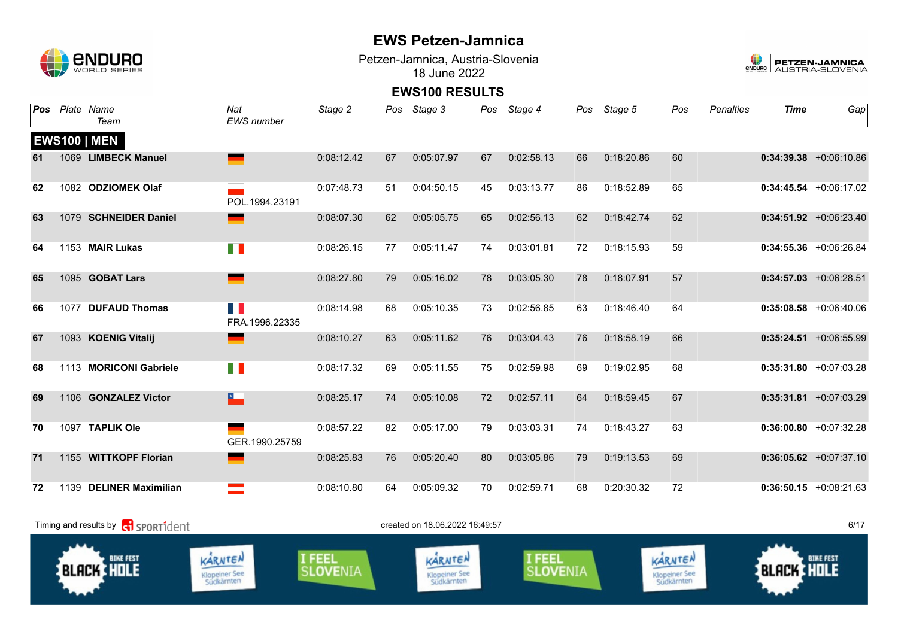# EWS Petzen-Jamnica

Petzen-Jamnica, Austria-Slovenia
18 June 2022

## EWS100 RESULTS

| Pos | Plate | Name / Team | Nat / EWS number | Stage 2 | Pos | Stage 3 | Pos | Stage 4 | Pos | Stage 5 | Pos | Penalties | Time | Gap |
|---|---|---|---|---|---|---|---|---|---|---|---|---|---|---|
| **EWS100 \| MEN** | | | | | | | | | | | | | | |
| 61 | 1069 | **LIMBECK Manuel** | | 0:08:12.42 | 67 | 0:05:07.97 | 67 | 0:02:58.13 | 66 | 0:18:20.86 | 60 | | **0:34:39.38** | +0:06:10.86 |
| 62 | 1082 | **ODZIOMEK Olaf** | POL.1994.23191 | 0:07:48.73 | 51 | 0:04:50.15 | 45 | 0:03:13.77 | 86 | 0:18:52.89 | 65 | | **0:34:45.54** | +0:06:17.02 |
| 63 | 1079 | **SCHNEIDER Daniel** | | 0:08:07.30 | 62 | 0:05:05.75 | 65 | 0:02:56.13 | 62 | 0:18:42.74 | 62 | | **0:34:51.92** | +0:06:23.40 |
| 64 | 1153 | **MAIR Lukas** | | 0:08:26.15 | 77 | 0:05:11.47 | 74 | 0:03:01.81 | 72 | 0:18:15.93 | 59 | | **0:34:55.36** | +0:06:26.84 |
| 65 | 1095 | **GOBAT Lars** | | 0:08:27.80 | 79 | 0:05:16.02 | 78 | 0:03:05.30 | 78 | 0:18:07.91 | 57 | | **0:34:57.03** | +0:06:28.51 |
| 66 | 1077 | **DUFAUD Thomas** | FRA.1996.22335 | 0:08:14.98 | 68 | 0:05:10.35 | 73 | 0:02:56.85 | 63 | 0:18:46.40 | 64 | | **0:35:08.58** | +0:06:40.06 |
| 67 | 1093 | **KOENIG Vitalij** | | 0:08:10.27 | 63 | 0:05:11.62 | 76 | 0:03:04.43 | 76 | 0:18:58.19 | 66 | | **0:35:24.51** | +0:06:55.99 |
| 68 | 1113 | **MORICONI Gabriele** | | 0:08:17.32 | 69 | 0:05:11.55 | 75 | 0:02:59.98 | 69 | 0:19:02.95 | 68 | | **0:35:31.80** | +0:07:03.28 |
| 69 | 1106 | **GONZALEZ Victor** | | 0:08:25.17 | 74 | 0:05:10.08 | 72 | 0:02:57.11 | 64 | 0:18:59.45 | 67 | | **0:35:31.81** | +0:07:03.29 |
| 70 | 1097 | **TAPLIK Ole** | GER.1990.25759 | 0:08:57.22 | 82 | 0:05:17.00 | 79 | 0:03:03.31 | 74 | 0:18:43.27 | 63 | | **0:36:00.80** | +0:07:32.28 |
| 71 | 1155 | **WITTKOPF Florian** | | 0:08:25.83 | 76 | 0:05:20.40 | 80 | 0:03:05.86 | 79 | 0:19:13.53 | 69 | | **0:36:05.62** | +0:07:37.10 |
| 72 | 1139 | **DELINER Maximilian** | | 0:08:10.80 | 64 | 0:05:09.32 | 70 | 0:02:59.71 | 68 | 0:20:30.32 | 72 | | **0:36:50.15** | +0:08:21.63 |

Timing and results by SPORTident — created on 18.06.2022 16:49:57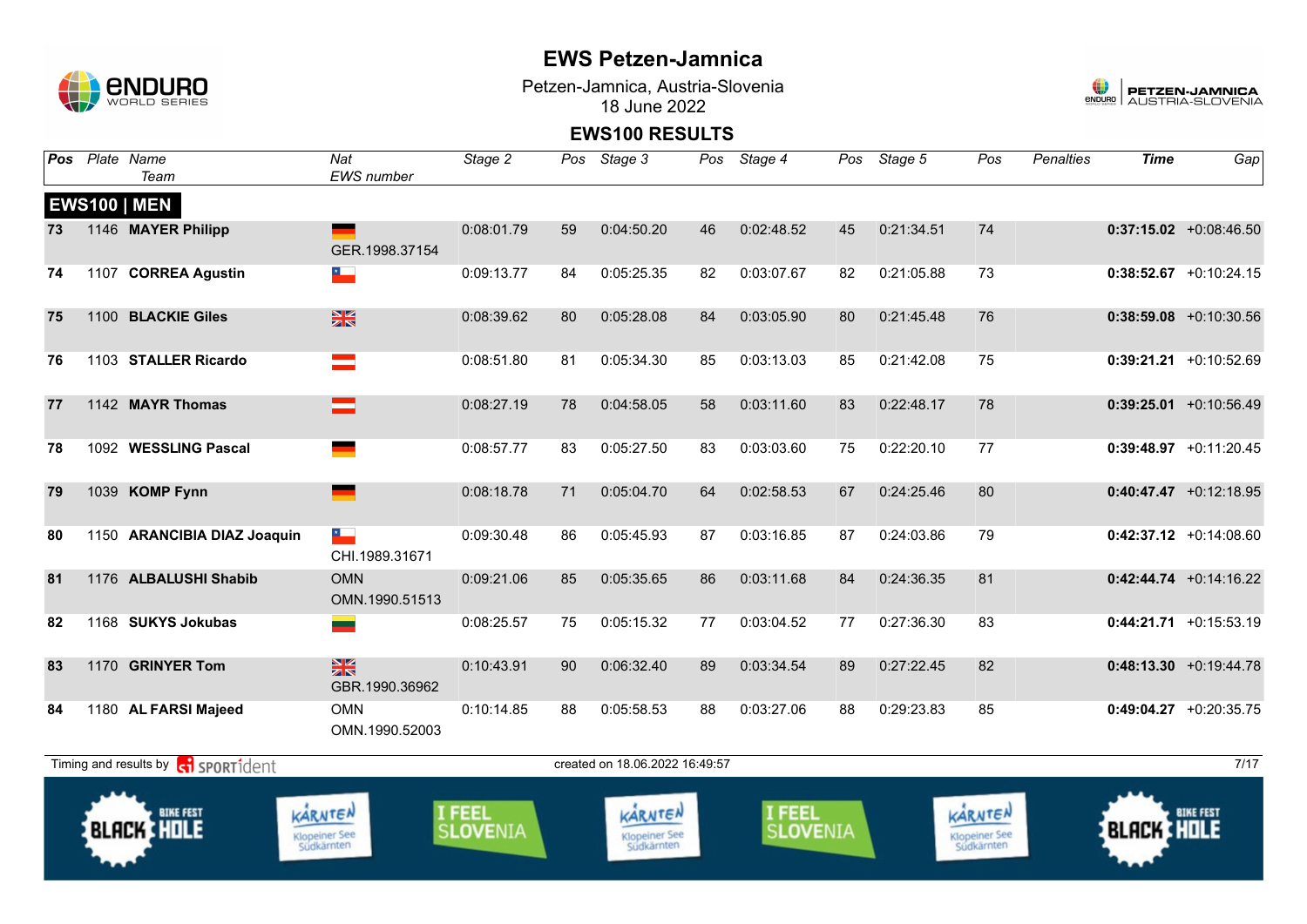# EWS Petzen-Jamnica

Petzen-Jamnica, Austria-Slovenia
18 June 2022

## EWS100 RESULTS

| Pos | Plate | Name / Team | Nat / EWS number | Stage 2 | Pos | Stage 3 | Pos | Stage 4 | Pos | Stage 5 | Pos | Penalties | Time | Gap |
|---|---|---|---|---|---|---|---|---|---|---|---|---|---|---|
| **EWS100 \| MEN** | | | | | | | | | | | | | | |
| 73 | 1146 | **MAYER Philipp** | GER.1998.37154 | 0:08:01.79 | 59 | 0:04:50.20 | 46 | 0:02:48.52 | 45 | 0:21:34.51 | 74 | | **0:37:15.02** | +0:08:46.50 |
| 74 | 1107 | **CORREA Agustin** | | 0:09:13.77 | 84 | 0:05:25.35 | 82 | 0:03:07.67 | 82 | 0:21:05.88 | 73 | | **0:38:52.67** | +0:10:24.15 |
| 75 | 1100 | **BLACKIE Giles** | | 0:08:39.62 | 80 | 0:05:28.08 | 84 | 0:03:05.90 | 80 | 0:21:45.48 | 76 | | **0:38:59.08** | +0:10:30.56 |
| 76 | 1103 | **STALLER Ricardo** | | 0:08:51.80 | 81 | 0:05:34.30 | 85 | 0:03:13.03 | 85 | 0:21:42.08 | 75 | | **0:39:21.21** | +0:10:52.69 |
| 77 | 1142 | **MAYR Thomas** | | 0:08:27.19 | 78 | 0:04:58.05 | 58 | 0:03:11.60 | 83 | 0:22:48.17 | 78 | | **0:39:25.01** | +0:10:56.49 |
| 78 | 1092 | **WESSLING Pascal** | | 0:08:57.77 | 83 | 0:05:27.50 | 83 | 0:03:03.60 | 75 | 0:22:20.10 | 77 | | **0:39:48.97** | +0:11:20.45 |
| 79 | 1039 | **KOMP Fynn** | | 0:08:18.78 | 71 | 0:05:04.70 | 64 | 0:02:58.53 | 67 | 0:24:25.46 | 80 | | **0:40:47.47** | +0:12:18.95 |
| 80 | 1150 | **ARANCIBIA DIAZ Joaquin** | CHI.1989.31671 | 0:09:30.48 | 86 | 0:05:45.93 | 87 | 0:03:16.85 | 87 | 0:24:03.86 | 79 | | **0:42:37.12** | +0:14:08.60 |
| 81 | 1176 | **ALBALUSHI Shabib** | OMN<br>OMN.1990.51513 | 0:09:21.06 | 85 | 0:05:35.65 | 86 | 0:03:11.68 | 84 | 0:24:36.35 | 81 | | **0:42:44.74** | +0:14:16.22 |
| 82 | 1168 | **SUKYS Jokubas** | | 0:08:25.57 | 75 | 0:05:15.32 | 77 | 0:03:04.52 | 77 | 0:27:36.30 | 83 | | **0:44:21.71** | +0:15:53.19 |
| 83 | 1170 | **GRINYER Tom** | GBR.1990.36962 | 0:10:43.91 | 90 | 0:06:32.40 | 89 | 0:03:34.54 | 89 | 0:27:22.45 | 82 | | **0:48:13.30** | +0:19:44.78 |
| 84 | 1180 | **AL FARSI Majeed** | OMN<br>OMN.1990.52003 | 0:10:14.85 | 88 | 0:05:58.53 | 88 | 0:03:27.06 | 88 | 0:29:23.83 | 85 | | **0:49:04.27** | +0:20:35.75 |

Timing and results by SPORTident — created on 18.06.2022 16:49:57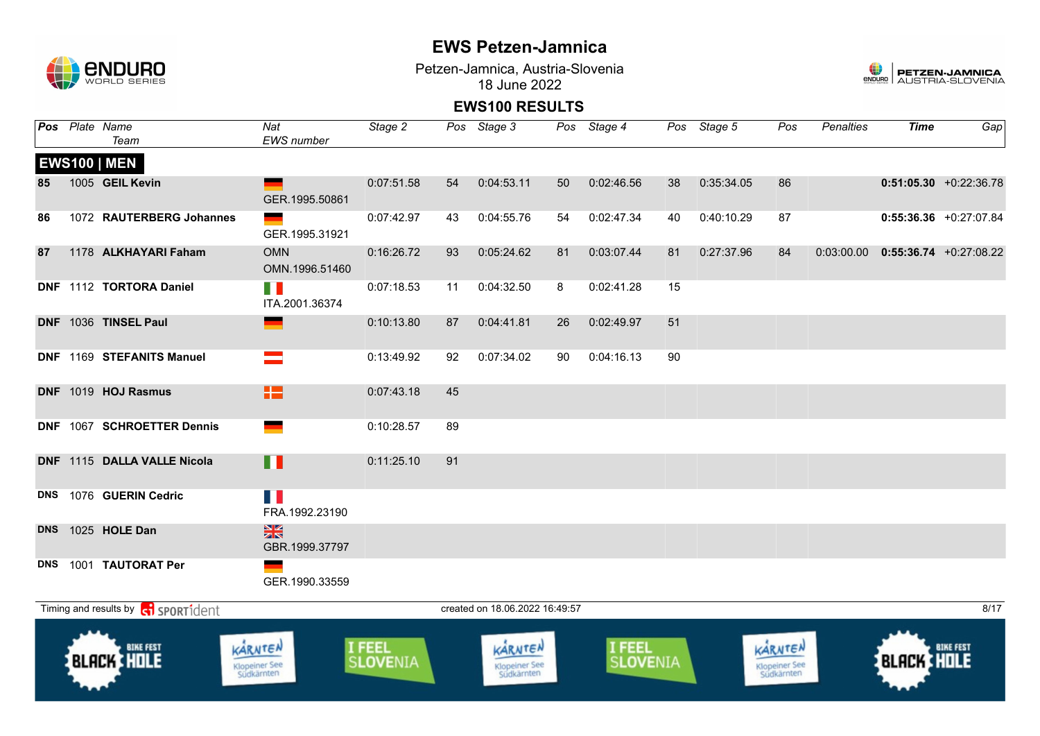# EWS Petzen-Jamnica

Petzen-Jamnica, Austria-Slovenia
18 June 2022

## EWS100 RESULTS

| Pos | Plate | Name / Team | Nat / EWS number | Stage 2 | Pos | Stage 3 | Pos | Stage 4 | Pos | Stage 5 | Pos | Penalties | Time | Gap |
|---|---|---|---|---|---|---|---|---|---|---|---|---|---|---|
| **EWS100 \| MEN** | | | | | | | | | | | | | | |
| **85** | 1005 | **GEIL Kevin** | GER.1995.50861 | 0:07:51.58 | 54 | 0:04:53.11 | 50 | 0:02:46.56 | 38 | 0:35:34.05 | 86 | | **0:51:05.30** | +0:22:36.78 |
| **86** | 1072 | **RAUTERBERG Johannes** | GER.1995.31921 | 0:07:42.97 | 43 | 0:04:55.76 | 54 | 0:02:47.34 | 40 | 0:40:10.29 | 87 | | **0:55:36.36** | +0:27:07.84 |
| **87** | 1178 | **ALKHAYARI Faham** | OMN / OMN.1996.51460 | 0:16:26.72 | 93 | 0:05:24.62 | 81 | 0:03:07.44 | 81 | 0:27:37.96 | 84 | 0:03:00.00 | **0:55:36.74** | +0:27:08.22 |
| **DNF** | 1112 | **TORTORA Daniel** | ITA.2001.36374 | 0:07:18.53 | 11 | 0:04:32.50 | 8 | 0:02:41.28 | 15 | | | | | |
| **DNF** | 1036 | **TINSEL Paul** | | 0:10:13.80 | 87 | 0:04:41.81 | 26 | 0:02:49.97 | 51 | | | | | |
| **DNF** | 1169 | **STEFANITS Manuel** | | 0:13:49.92 | 92 | 0:07:34.02 | 90 | 0:04:16.13 | 90 | | | | | |
| **DNF** | 1019 | **HOJ Rasmus** | | 0:07:43.18 | 45 | | | | | | | | | |
| **DNF** | 1067 | **SCHROETTER Dennis** | | 0:10:28.57 | 89 | | | | | | | | | |
| **DNF** | 1115 | **DALLA VALLE Nicola** | | 0:11:25.10 | 91 | | | | | | | | | |
| **DNS** | 1076 | **GUERIN Cedric** | FRA.1992.23190 | | | | | | | | | | | |
| **DNS** | 1025 | **HOLE Dan** | GBR.1999.37797 | | | | | | | | | | | |
| **DNS** | 1001 | **TAUTORAT Per** | GER.1990.33559 | | | | | | | | | | | |

Timing and results by SPORTident — created on 18.06.2022 16:49:57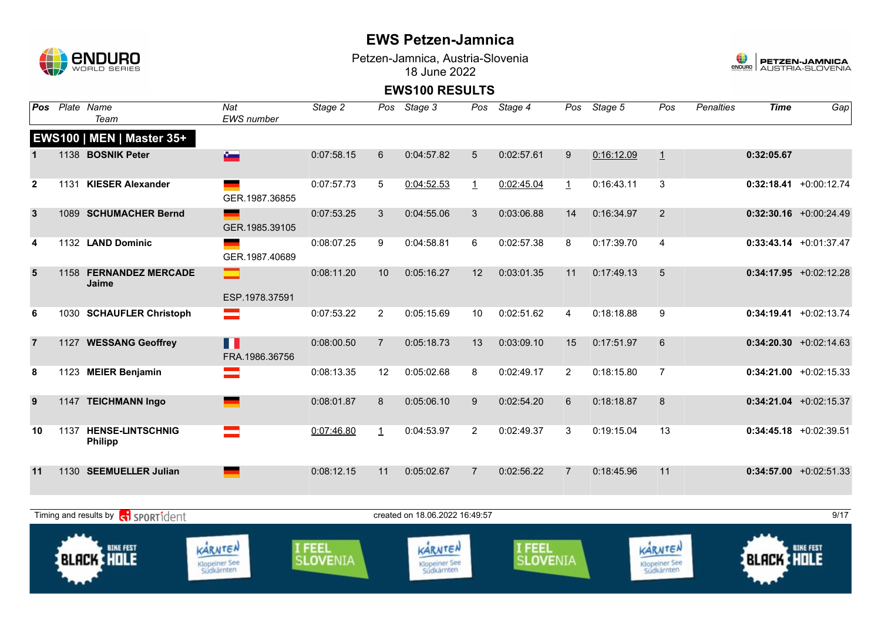# EWS Petzen-Jamnica

Petzen-Jamnica, Austria-Slovenia
18 June 2022

## EWS100 RESULTS

### EWS100 | MEN | Master 35+

| Pos | Plate | Name / Team | Nat / EWS number | Stage 2 | Pos | Stage 3 | Pos | Stage 4 | Pos | Stage 5 | Pos | Penalties | Time | Gap |
|---|---|---|---|---|---|---|---|---|---|---|---|---|---|---|
| 1 | 1138 | **BOSNIK Peter** | | 0:07:58.15 | 6 | 0:04:57.82 | 5 | 0:02:57.61 | 9 | 0:16:12.09 | 1 | | **0:32:05.67** | |
| 2 | 1131 | **KIESER Alexander** | GER.1987.36855 | 0:07:57.73 | 5 | 0:04:52.53 | 1 | 0:02:45.04 | 1 | 0:16:43.11 | 3 | | **0:32:18.41** | +0:00:12.74 |
| 3 | 1089 | **SCHUMACHER Bernd** | GER.1985.39105 | 0:07:53.25 | 3 | 0:04:55.06 | 3 | 0:03:06.88 | 14 | 0:16:34.97 | 2 | | **0:32:30.16** | +0:00:24.49 |
| 4 | 1132 | **LAND Dominic** | GER.1987.40689 | 0:08:07.25 | 9 | 0:04:58.81 | 6 | 0:02:57.38 | 8 | 0:17:39.70 | 4 | | **0:33:43.14** | +0:01:37.47 |
| 5 | 1158 | **FERNANDEZ MERCADE Jaime** | ESP.1978.37591 | 0:08:11.20 | 10 | 0:05:16.27 | 12 | 0:03:01.35 | 11 | 0:17:49.13 | 5 | | **0:34:17.95** | +0:02:12.28 |
| 6 | 1030 | **SCHAUFLER Christoph** | | 0:07:53.22 | 2 | 0:05:15.69 | 10 | 0:02:51.62 | 4 | 0:18:18.88 | 9 | | **0:34:19.41** | +0:02:13.74 |
| 7 | 1127 | **WESSANG Geoffrey** | FRA.1986.36756 | 0:08:00.50 | 7 | 0:05:18.73 | 13 | 0:03:09.10 | 15 | 0:17:51.97 | 6 | | **0:34:20.30** | +0:02:14.63 |
| 8 | 1123 | **MEIER Benjamin** | | 0:08:13.35 | 12 | 0:05:02.68 | 8 | 0:02:49.17 | 2 | 0:18:15.80 | 7 | | **0:34:21.00** | +0:02:15.33 |
| 9 | 1147 | **TEICHMANN Ingo** | | 0:08:01.87 | 8 | 0:05:06.10 | 9 | 0:02:54.20 | 6 | 0:18:18.87 | 8 | | **0:34:21.04** | +0:02:15.37 |
| 10 | 1137 | **HENSE-LINTSCHNIG Philipp** | | 0:07:46.80 | 1 | 0:04:53.97 | 2 | 0:02:49.37 | 3 | 0:19:15.04 | 13 | | **0:34:45.18** | +0:02:39.51 |
| 11 | 1130 | **SEEMUELLER Julian** | | 0:08:12.15 | 11 | 0:05:02.67 | 7 | 0:02:56.22 | 7 | 0:18:45.96 | 11 | | **0:34:57.00** | +0:02:51.33 |

Timing and results by SPORTident

created on 18.06.2022 16:49:57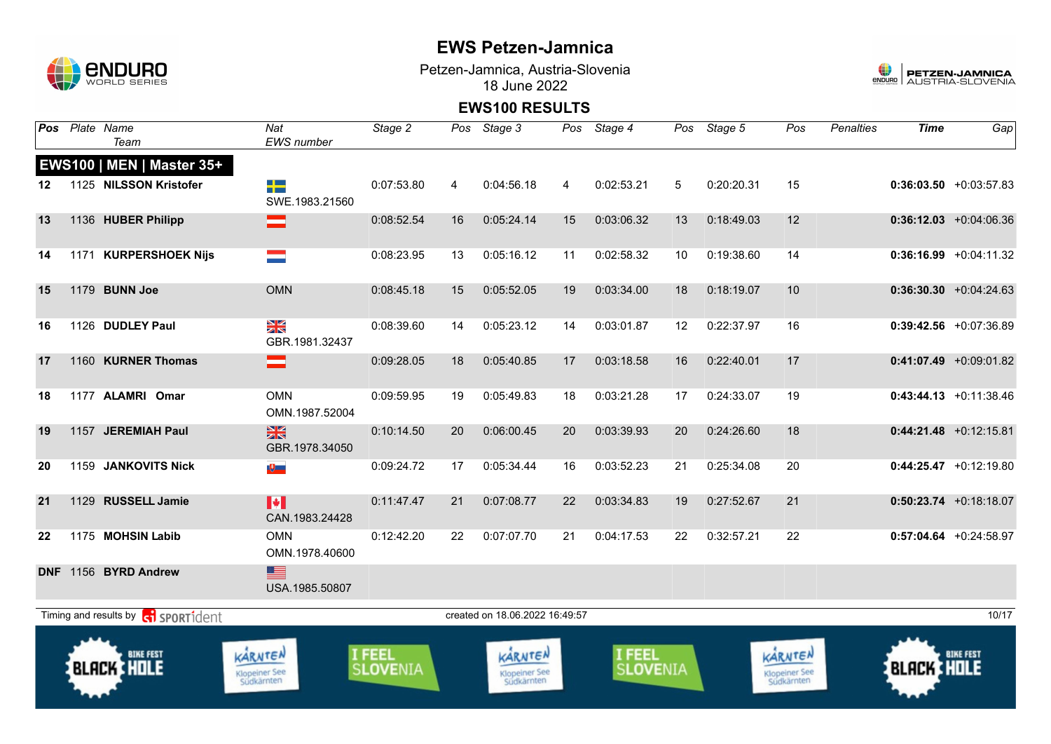# EWS Petzen-Jamnica

Petzen-Jamnica, Austria-Slovenia
18 June 2022

## EWS100 RESULTS

| Pos | Plate | Name / Team | Nat / EWS number | Stage 2 | Pos | Stage 3 | Pos | Stage 4 | Pos | Stage 5 | Pos | Penalties | Time | Gap |
|---|---|---|---|---|---|---|---|---|---|---|---|---|---|---|
| **EWS100 \| MEN \| Master 35+** | | | | | | | | | | | | | | |
| 12 | 1125 | **NILSSON Kristofer** | SWE.1983.21560 | 0:07:53.80 | 4 | 0:04:56.18 | 4 | 0:02:53.21 | 5 | 0:20:20.31 | 15 | | **0:36:03.50** | +0:03:57.83 |
| 13 | 1136 | **HUBER Philipp** | | 0:08:52.54 | 16 | 0:05:24.14 | 15 | 0:03:06.32 | 13 | 0:18:49.03 | 12 | | **0:36:12.03** | +0:04:06.36 |
| 14 | 1171 | **KURPERSHOEK Nijs** | | 0:08:23.95 | 13 | 0:05:16.12 | 11 | 0:02:58.32 | 10 | 0:19:38.60 | 14 | | **0:36:16.99** | +0:04:11.32 |
| 15 | 1179 | **BUNN Joe** | OMN | 0:08:45.18 | 15 | 0:05:52.05 | 19 | 0:03:34.00 | 18 | 0:18:19.07 | 10 | | **0:36:30.30** | +0:04:24.63 |
| 16 | 1126 | **DUDLEY Paul** | GBR.1981.32437 | 0:08:39.60 | 14 | 0:05:23.12 | 14 | 0:03:01.87 | 12 | 0:22:37.97 | 16 | | **0:39:42.56** | +0:07:36.89 |
| 17 | 1160 | **KURNER Thomas** | | 0:09:28.05 | 18 | 0:05:40.85 | 17 | 0:03:18.58 | 16 | 0:22:40.01 | 17 | | **0:41:07.49** | +0:09:01.82 |
| 18 | 1177 | **ALAMRI Omar** | OMN OMN.1987.52004 | 0:09:59.95 | 19 | 0:05:49.83 | 18 | 0:03:21.28 | 17 | 0:24:33.07 | 19 | | **0:43:44.13** | +0:11:38.46 |
| 19 | 1157 | **JEREMIAH Paul** | GBR.1978.34050 | 0:10:14.50 | 20 | 0:06:00.45 | 20 | 0:03:39.93 | 20 | 0:24:26.60 | 18 | | **0:44:21.48** | +0:12:15.81 |
| 20 | 1159 | **JANKOVITS Nick** | | 0:09:24.72 | 17 | 0:05:34.44 | 16 | 0:03:52.23 | 21 | 0:25:34.08 | 20 | | **0:44:25.47** | +0:12:19.80 |
| 21 | 1129 | **RUSSELL Jamie** | CAN.1983.24428 | 0:11:47.47 | 21 | 0:07:08.77 | 22 | 0:03:34.83 | 19 | 0:27:52.67 | 21 | | **0:50:23.74** | +0:18:18.07 |
| 22 | 1175 | **MOHSIN Labib** | OMN OMN.1978.40600 | 0:12:42.20 | 22 | 0:07:07.70 | 21 | 0:04:17.53 | 22 | 0:32:57.21 | 22 | | **0:57:04.64** | +0:24:58.97 |
| DNF | 1156 | **BYRD Andrew** | USA.1985.50807 | | | | | | | | | | | |

Timing and results by SPORTident

created on 18.06.2022 16:49:57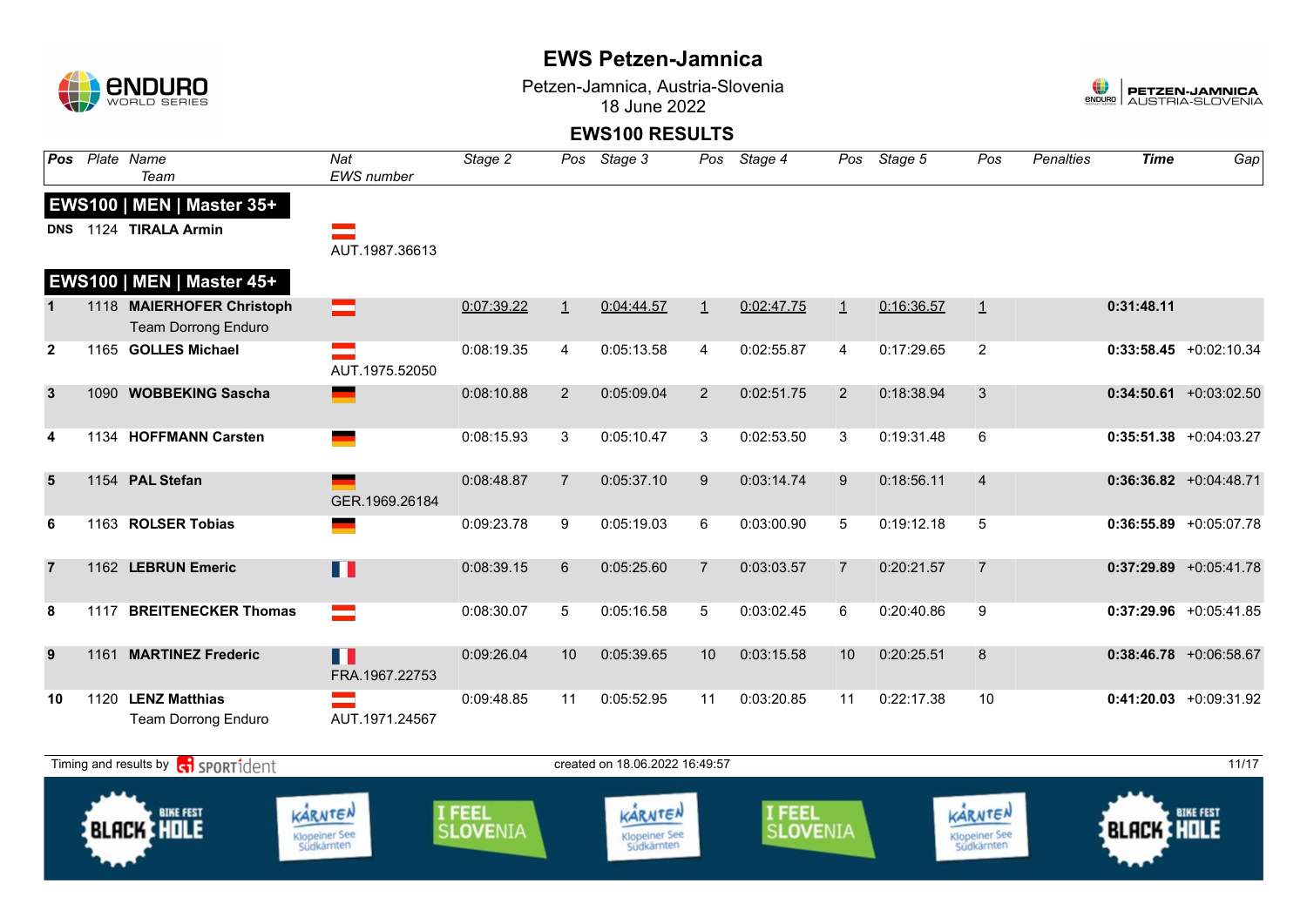# EWS Petzen-Jamnica

Petzen-Jamnica, Austria-Slovenia
18 June 2022

## EWS100 RESULTS

| Pos | Plate | Name / Team | Nat / EWS number | Stage 2 | Pos | Stage 3 | Pos | Stage 4 | Pos | Stage 5 | Pos | Penalties | Time | Gap |
|---|---|---|---|---|---|---|---|---|---|---|---|---|---|---|
| **EWS100 \| MEN \| Master 35+** | | | | | | | | | | | | | | |
| DNS | 1124 | **TIRALA Armin** | AUT.1987.36613 | | | | | | | | | | | |
| **EWS100 \| MEN \| Master 45+** | | | | | | | | | | | | | | |
| 1 | 1118 | **MAIERHOFER Christoph** Team Dorrong Enduro | | 0:07:39.22 | 1 | 0:04:44.57 | 1 | 0:02:47.75 | 1 | 0:16:36.57 | 1 | | **0:31:48.11** | |
| 2 | 1165 | **GOLLES Michael** | AUT.1975.52050 | 0:08:19.35 | 4 | 0:05:13.58 | 4 | 0:02:55.87 | 4 | 0:17:29.65 | 2 | | **0:33:58.45** | +0:02:10.34 |
| 3 | 1090 | **WOBBEKING Sascha** | | 0:08:10.88 | 2 | 0:05:09.04 | 2 | 0:02:51.75 | 2 | 0:18:38.94 | 3 | | **0:34:50.61** | +0:03:02.50 |
| 4 | 1134 | **HOFFMANN Carsten** | | 0:08:15.93 | 3 | 0:05:10.47 | 3 | 0:02:53.50 | 3 | 0:19:31.48 | 6 | | **0:35:51.38** | +0:04:03.27 |
| 5 | 1154 | **PAL Stefan** | GER.1969.26184 | 0:08:48.87 | 7 | 0:05:37.10 | 9 | 0:03:14.74 | 9 | 0:18:56.11 | 4 | | **0:36:36.82** | +0:04:48.71 |
| 6 | 1163 | **ROLSER Tobias** | | 0:09:23.78 | 9 | 0:05:19.03 | 6 | 0:03:00.90 | 5 | 0:19:12.18 | 5 | | **0:36:55.89** | +0:05:07.78 |
| 7 | 1162 | **LEBRUN Emeric** | | 0:08:39.15 | 6 | 0:05:25.60 | 7 | 0:03:03.57 | 7 | 0:20:21.57 | 7 | | **0:37:29.89** | +0:05:41.78 |
| 8 | 1117 | **BREITENECKER Thomas** | | 0:08:30.07 | 5 | 0:05:16.58 | 5 | 0:03:02.45 | 6 | 0:20:40.86 | 9 | | **0:37:29.96** | +0:05:41.85 |
| 9 | 1161 | **MARTINEZ Frederic** | FRA.1967.22753 | 0:09:26.04 | 10 | 0:05:39.65 | 10 | 0:03:15.58 | 10 | 0:20:25.51 | 8 | | **0:38:46.78** | +0:06:58.67 |
| 10 | 1120 | **LENZ Matthias** Team Dorrong Enduro | AUT.1971.24567 | 0:09:48.85 | 11 | 0:05:52.95 | 11 | 0:03:20.85 | 11 | 0:22:17.38 | 10 | | **0:41:20.03** | +0:09:31.92 |

Timing and results by SPORTident — created on 18.06.2022 16:49:57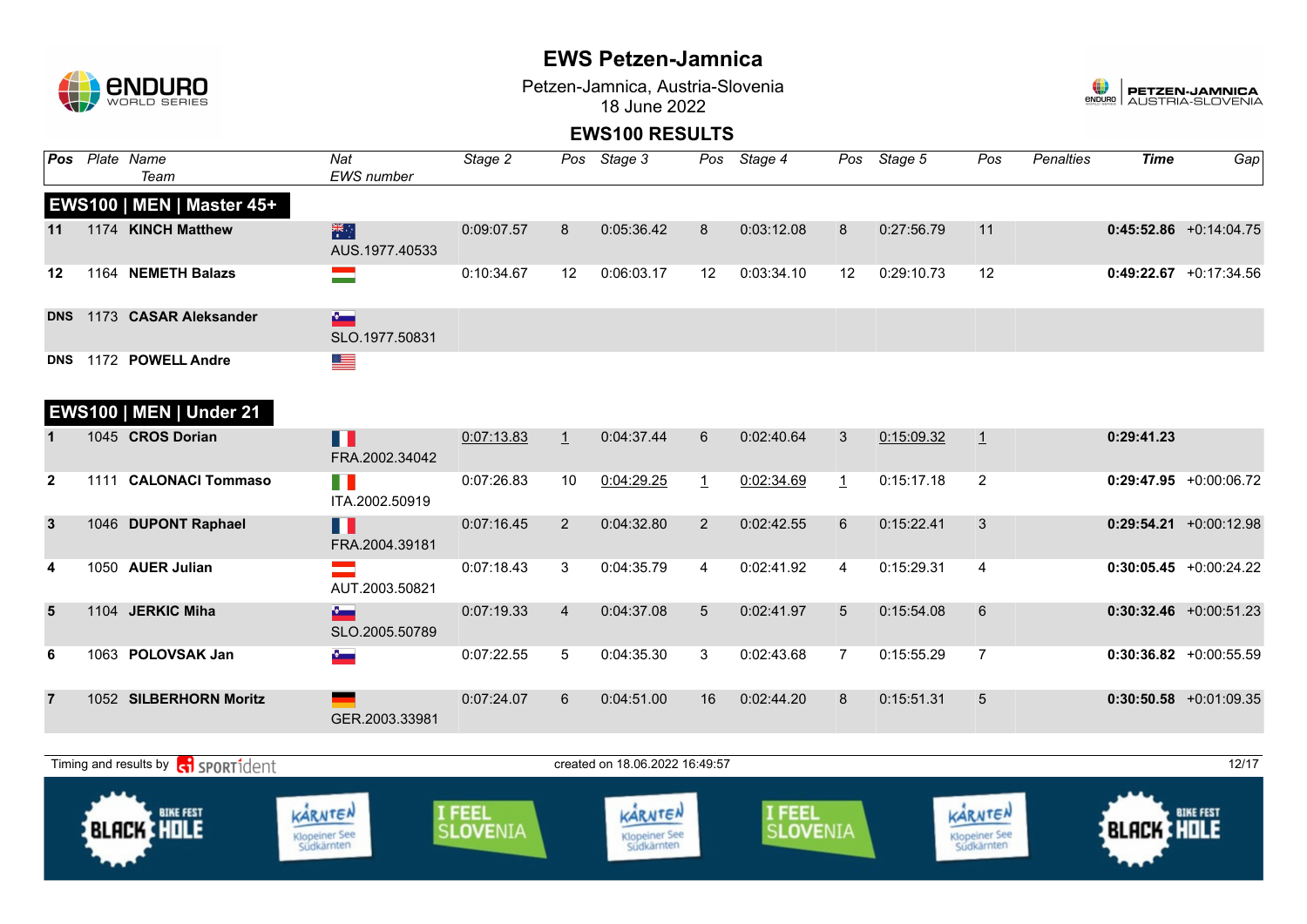# EWS Petzen-Jamnica

Petzen-Jamnica, Austria-Slovenia
18 June 2022

## EWS100 RESULTS

| Pos | Plate | Name / Team | Nat / EWS number | Stage 2 | Pos | Stage 3 | Pos | Stage 4 | Pos | Stage 5 | Pos | Penalties | Time | Gap |
|---|---|---|---|---|---|---|---|---|---|---|---|---|---|---|
| **EWS100 \| MEN \| Master 45+** | | | | | | | | | | | | | | |
| 11 | 1174 | **KINCH Matthew** | AUS.1977.40533 | 0:09:07.57 | 8 | 0:05:36.42 | 8 | 0:03:12.08 | 8 | 0:27:56.79 | 11 | | **0:45:52.86** | +0:14:04.75 |
| 12 | 1164 | **NEMETH Balazs** | | 0:10:34.67 | 12 | 0:06:03.17 | 12 | 0:03:34.10 | 12 | 0:29:10.73 | 12 | | **0:49:22.67** | +0:17:34.56 |
| DNS | 1173 | **CASAR Aleksander** | SLO.1977.50831 | | | | | | | | | | | |
| DNS | 1172 | **POWELL Andre** | | | | | | | | | | | | |
| **EWS100 \| MEN \| Under 21** | | | | | | | | | | | | | | |
| 1 | 1045 | **CROS Dorian** | FRA.2002.34042 | 0:07:13.83 | 1 | 0:04:37.44 | 6 | 0:02:40.64 | 3 | 0:15:09.32 | 1 | | **0:29:41.23** | |
| 2 | 1111 | **CALONACI Tommaso** | ITA.2002.50919 | 0:07:26.83 | 10 | 0:04:29.25 | 1 | 0:02:34.69 | 1 | 0:15:17.18 | 2 | | **0:29:47.95** | +0:00:06.72 |
| 3 | 1046 | **DUPONT Raphael** | FRA.2004.39181 | 0:07:16.45 | 2 | 0:04:32.80 | 2 | 0:02:42.55 | 6 | 0:15:22.41 | 3 | | **0:29:54.21** | +0:00:12.98 |
| 4 | 1050 | **AUER Julian** | AUT.2003.50821 | 0:07:18.43 | 3 | 0:04:35.79 | 4 | 0:02:41.92 | 4 | 0:15:29.31 | 4 | | **0:30:05.45** | +0:00:24.22 |
| 5 | 1104 | **JERKIC Miha** | SLO.2005.50789 | 0:07:19.33 | 4 | 0:04:37.08 | 5 | 0:02:41.97 | 5 | 0:15:54.08 | 6 | | **0:30:32.46** | +0:00:51.23 |
| 6 | 1063 | **POLOVSAK Jan** | | 0:07:22.55 | 5 | 0:04:35.30 | 3 | 0:02:43.68 | 7 | 0:15:55.29 | 7 | | **0:30:36.82** | +0:00:55.59 |
| 7 | 1052 | **SILBERHORN Moritz** | GER.2003.33981 | 0:07:24.07 | 6 | 0:04:51.00 | 16 | 0:02:44.20 | 8 | 0:15:51.31 | 5 | | **0:30:50.58** | +0:01:09.35 |

Timing and results by SPORTident — created on 18.06.2022 16:49:57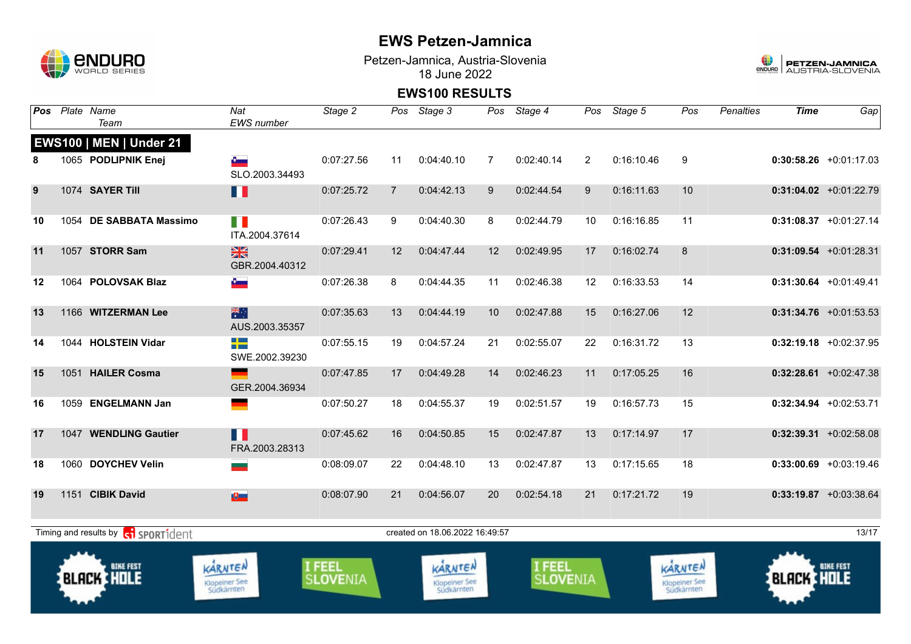# EWS Petzen-Jamnica

Petzen-Jamnica, Austria-Slovenia
18 June 2022

## EWS100 RESULTS

| Pos | Plate | Name / Team | Nat / EWS number | Stage 2 | Pos | Stage 3 | Pos | Stage 4 | Pos | Stage 5 | Pos | Penalties | Time | Gap |
|---|---|---|---|---|---|---|---|---|---|---|---|---|---|---|
| **EWS100 \| MEN \| Under 21** | | | | | | | | | | | | | | |
| 8 | 1065 | **PODLIPNIK Enej** | SLO.2003.34493 | 0:07:27.56 | 11 | 0:04:40.10 | 7 | 0:02:40.14 | 2 | 0:16:10.46 | 9 | | **0:30:58.26** | +0:01:17.03 |
| 9 | 1074 | **SAYER Till** | | 0:07:25.72 | 7 | 0:04:42.13 | 9 | 0:02:44.54 | 9 | 0:16:11.63 | 10 | | **0:31:04.02** | +0:01:22.79 |
| 10 | 1054 | **DE SABBATA Massimo** | ITA.2004.37614 | 0:07:26.43 | 9 | 0:04:40.30 | 8 | 0:02:44.79 | 10 | 0:16:16.85 | 11 | | **0:31:08.37** | +0:01:27.14 |
| 11 | 1057 | **STORR Sam** | GBR.2004.40312 | 0:07:29.41 | 12 | 0:04:47.44 | 12 | 0:02:49.95 | 17 | 0:16:02.74 | 8 | | **0:31:09.54** | +0:01:28.31 |
| 12 | 1064 | **POLOVSAK Blaz** | | 0:07:26.38 | 8 | 0:04:44.35 | 11 | 0:02:46.38 | 12 | 0:16:33.53 | 14 | | **0:31:30.64** | +0:01:49.41 |
| 13 | 1166 | **WITZERMAN Lee** | AUS.2003.35357 | 0:07:35.63 | 13 | 0:04:44.19 | 10 | 0:02:47.88 | 15 | 0:16:27.06 | 12 | | **0:31:34.76** | +0:01:53.53 |
| 14 | 1044 | **HOLSTEIN Vidar** | SWE.2002.39230 | 0:07:55.15 | 19 | 0:04:57.24 | 21 | 0:02:55.07 | 22 | 0:16:31.72 | 13 | | **0:32:19.18** | +0:02:37.95 |
| 15 | 1051 | **HAILER Cosma** | GER.2004.36934 | 0:07:47.85 | 17 | 0:04:49.28 | 14 | 0:02:46.23 | 11 | 0:17:05.25 | 16 | | **0:32:28.61** | +0:02:47.38 |
| 16 | 1059 | **ENGELMANN Jan** | | 0:07:50.27 | 18 | 0:04:55.37 | 19 | 0:02:51.57 | 19 | 0:16:57.73 | 15 | | **0:32:34.94** | +0:02:53.71 |
| 17 | 1047 | **WENDLING Gautier** | FRA.2003.28313 | 0:07:45.62 | 16 | 0:04:50.85 | 15 | 0:02:47.87 | 13 | 0:17:14.97 | 17 | | **0:32:39.31** | +0:02:58.08 |
| 18 | 1060 | **DOYCHEV Velin** | | 0:08:09.07 | 22 | 0:04:48.10 | 13 | 0:02:47.87 | 13 | 0:17:15.65 | 18 | | **0:33:00.69** | +0:03:19.46 |
| 19 | 1151 | **CIBIK David** | | 0:08:07.90 | 21 | 0:04:56.07 | 20 | 0:02:54.18 | 21 | 0:17:21.72 | 19 | | **0:33:19.87** | +0:03:38.64 |

Timing and results by SPORTident — created on 18.06.2022 16:49:57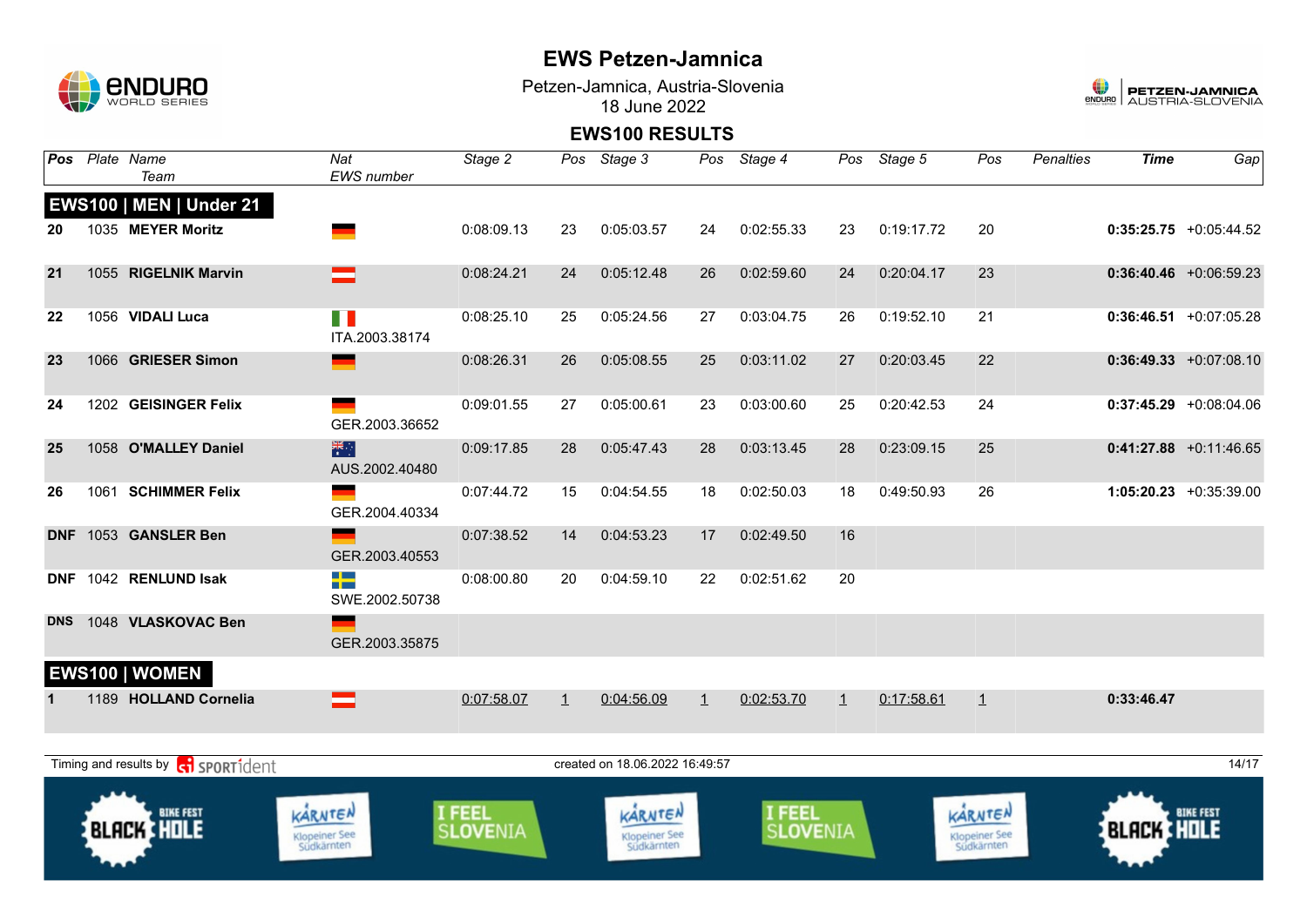# EWS Petzen-Jamnica

Petzen-Jamnica, Austria-Slovenia
18 June 2022

## EWS100 RESULTS

| Pos | Plate | Name / Team | Nat / EWS number | Stage 2 | Pos | Stage 3 | Pos | Stage 4 | Pos | Stage 5 | Pos | Penalties | Time | Gap |
|---|---|---|---|---|---|---|---|---|---|---|---|---|---|---|
| **EWS100 \| MEN \| Under 21** | | | | | | | | | | | | | | |
| 20 | 1035 | **MEYER Moritz** | | 0:08:09.13 | 23 | 0:05:03.57 | 24 | 0:02:55.33 | 23 | 0:19:17.72 | 20 | | **0:35:25.75** | +0:05:44.52 |
| 21 | 1055 | **RIGELNIK Marvin** | | 0:08:24.21 | 24 | 0:05:12.48 | 26 | 0:02:59.60 | 24 | 0:20:04.17 | 23 | | **0:36:40.46** | +0:06:59.23 |
| 22 | 1056 | **VIDALI Luca** | ITA.2003.38174 | 0:08:25.10 | 25 | 0:05:24.56 | 27 | 0:03:04.75 | 26 | 0:19:52.10 | 21 | | **0:36:46.51** | +0:07:05.28 |
| 23 | 1066 | **GRIESER Simon** | | 0:08:26.31 | 26 | 0:05:08.55 | 25 | 0:03:11.02 | 27 | 0:20:03.45 | 22 | | **0:36:49.33** | +0:07:08.10 |
| 24 | 1202 | **GEISINGER Felix** | GER.2003.36652 | 0:09:01.55 | 27 | 0:05:00.61 | 23 | 0:03:00.60 | 25 | 0:20:42.53 | 24 | | **0:37:45.29** | +0:08:04.06 |
| 25 | 1058 | **O'MALLEY Daniel** | AUS.2002.40480 | 0:09:17.85 | 28 | 0:05:47.43 | 28 | 0:03:13.45 | 28 | 0:23:09.15 | 25 | | **0:41:27.88** | +0:11:46.65 |
| 26 | 1061 | **SCHIMMER Felix** | GER.2004.40334 | 0:07:44.72 | 15 | 0:04:54.55 | 18 | 0:02:50.03 | 18 | 0:49:50.93 | 26 | | **1:05:20.23** | +0:35:39.00 |
| DNF | 1053 | **GANSLER Ben** | GER.2003.40553 | 0:07:38.52 | 14 | 0:04:53.23 | 17 | 0:02:49.50 | 16 | | | | | |
| DNF | 1042 | **RENLUND Isak** | SWE.2002.50738 | 0:08:00.80 | 20 | 0:04:59.10 | 22 | 0:02:51.62 | 20 | | | | | |
| DNS | 1048 | **VLASKOVAC Ben** | GER.2003.35875 | | | | | | | | | | | |
| **EWS100 \| WOMEN** | | | | | | | | | | | | | | |
| 1 | 1189 | **HOLLAND Cornelia** | | 0:07:58.07 | 1 | 0:04:56.09 | 1 | 0:02:53.70 | 1 | 0:17:58.61 | 1 | | **0:33:46.47** | |

Timing and results by SPORTident — created on 18.06.2022 16:49:57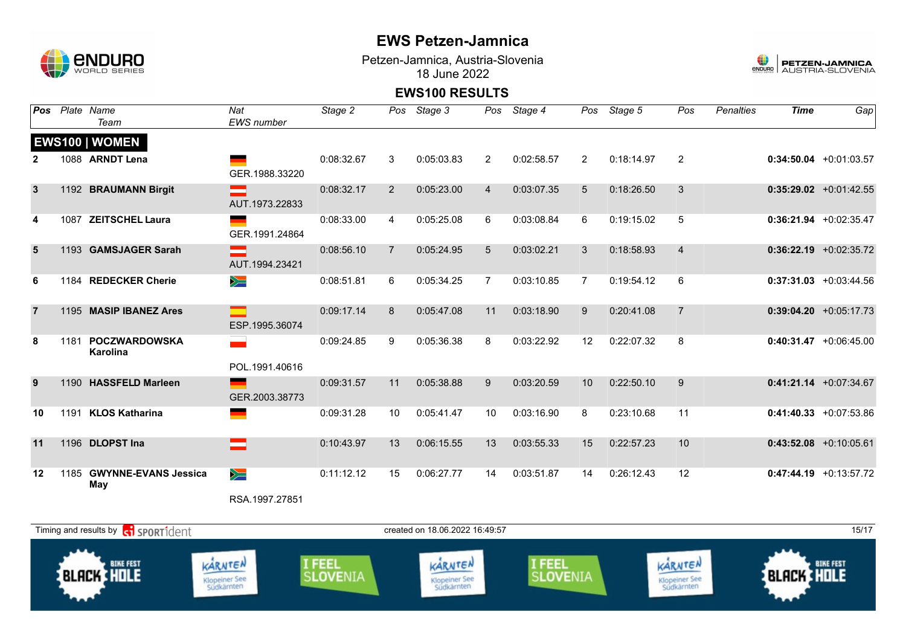# EWS Petzen-Jamnica

Petzen-Jamnica, Austria-Slovenia
18 June 2022

## EWS100 RESULTS

| Pos | Plate | Name / Team | Nat / EWS number | Stage 2 | Pos | Stage 3 | Pos | Stage 4 | Pos | Stage 5 | Pos | Penalties | Time | Gap |
|---|---|---|---|---|---|---|---|---|---|---|---|---|---|---|
| **EWS100 \| WOMEN** | | | | | | | | | | | | | | |
| 2 | 1088 | **ARNDT Lena** | GER.1988.33220 | 0:08:32.67 | 3 | 0:05:03.83 | 2 | 0:02:58.57 | 2 | 0:18:14.97 | 2 | | **0:34:50.04** | +0:01:03.57 |
| 3 | 1192 | **BRAUMANN Birgit** | AUT.1973.22833 | 0:08:32.17 | 2 | 0:05:23.00 | 4 | 0:03:07.35 | 5 | 0:18:26.50 | 3 | | **0:35:29.02** | +0:01:42.55 |
| 4 | 1087 | **ZEITSCHEL Laura** | GER.1991.24864 | 0:08:33.00 | 4 | 0:05:25.08 | 6 | 0:03:08.84 | 6 | 0:19:15.02 | 5 | | **0:36:21.94** | +0:02:35.47 |
| 5 | 1193 | **GAMSJAGER Sarah** | AUT.1994.23421 | 0:08:56.10 | 7 | 0:05:24.95 | 5 | 0:03:02.21 | 3 | 0:18:58.93 | 4 | | **0:36:22.19** | +0:02:35.72 |
| 6 | 1184 | **REDECKER Cherie** | | 0:08:51.81 | 6 | 0:05:34.25 | 7 | 0:03:10.85 | 7 | 0:19:54.12 | 6 | | **0:37:31.03** | +0:03:44.56 |
| 7 | 1195 | **MASIP IBANEZ Ares** | ESP.1995.36074 | 0:09:17.14 | 8 | 0:05:47.08 | 11 | 0:03:18.90 | 9 | 0:20:41.08 | 7 | | **0:39:04.20** | +0:05:17.73 |
| 8 | 1181 | **POCZWARDOWSKA Karolina** | POL.1991.40616 | 0:09:24.85 | 9 | 0:05:36.38 | 8 | 0:03:22.92 | 12 | 0:22:07.32 | 8 | | **0:40:31.47** | +0:06:45.00 |
| 9 | 1190 | **HASSFELD Marleen** | GER.2003.38773 | 0:09:31.57 | 11 | 0:05:38.88 | 9 | 0:03:20.59 | 10 | 0:22:50.10 | 9 | | **0:41:21.14** | +0:07:34.67 |
| 10 | 1191 | **KLOS Katharina** | | 0:09:31.28 | 10 | 0:05:41.47 | 10 | 0:03:16.90 | 8 | 0:23:10.68 | 11 | | **0:41:40.33** | +0:07:53.86 |
| 11 | 1196 | **DLOPST Ina** | | 0:10:43.97 | 13 | 0:06:15.55 | 13 | 0:03:55.33 | 15 | 0:22:57.23 | 10 | | **0:43:52.08** | +0:10:05.61 |
| 12 | 1185 | **GWYNNE-EVANS Jessica May** | RSA.1997.27851 | 0:11:12.12 | 15 | 0:06:27.77 | 14 | 0:03:51.87 | 14 | 0:26:12.43 | 12 | | **0:47:44.19** | +0:13:57.72 |

Timing and results by SPORTident — created on 18.06.2022 16:49:57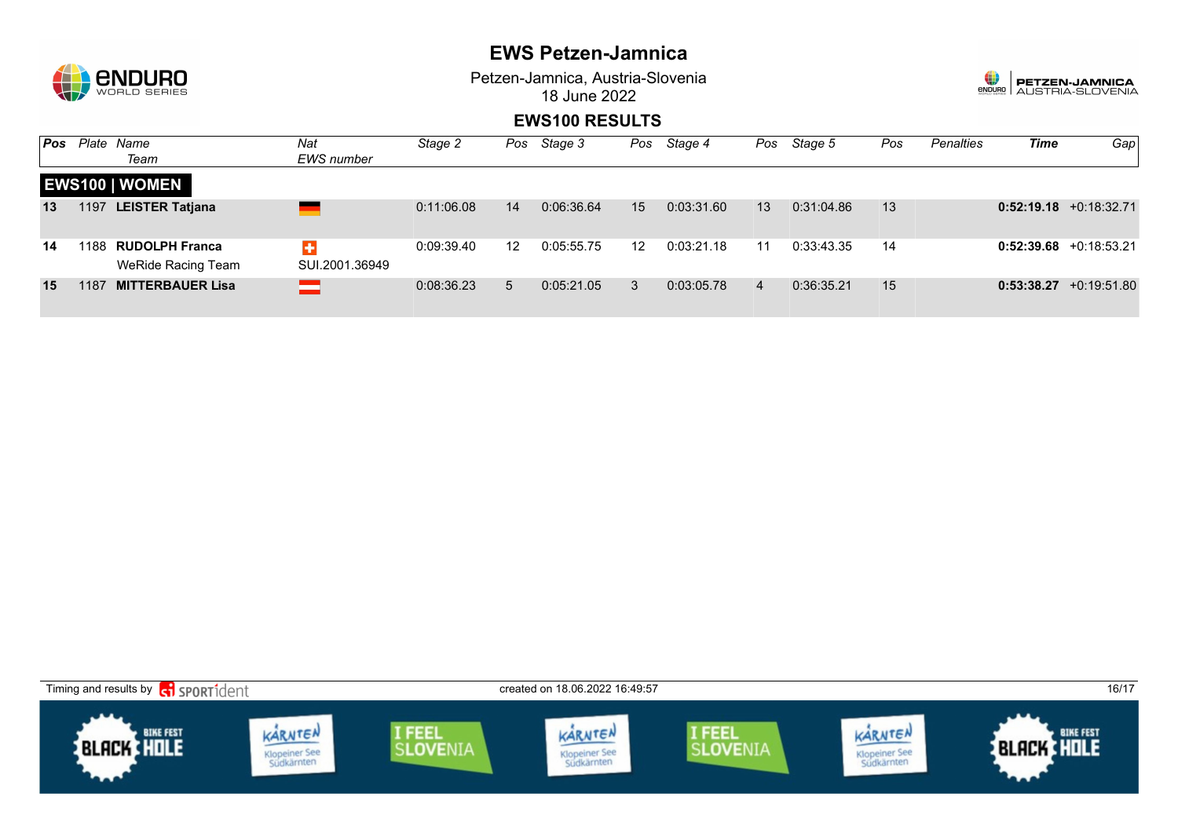# EWS Petzen-Jamnica

Petzen-Jamnica, Austria-Slovenia
18 June 2022

## EWS100 RESULTS

| Pos | Plate | Name / Team | Nat / EWS number | Stage 2 | Pos | Stage 3 | Pos | Stage 4 | Pos | Stage 5 | Pos | Penalties | Time | Gap |
|---|---|---|---|---|---|---|---|---|---|---|---|---|---|---|
| **EWS100 \| WOMEN** | | | | | | | | | | | | | | |
| 13 | 1197 | **LEISTER Tatjana** | | 0:11:06.08 | 14 | 0:06:36.64 | 15 | 0:03:31.60 | 13 | 0:31:04.86 | 13 | | **0:52:19.18** | +0:18:32.71 |
| 14 | 1188 | **RUDOLPH Franca** WeRide Racing Team | SUI.2001.36949 | 0:09:39.40 | 12 | 0:05:55.75 | 12 | 0:03:21.18 | 11 | 0:33:43.35 | 14 | | **0:52:39.68** | +0:18:53.21 |
| 15 | 1187 | **MITTERBAUER Lisa** | | 0:08:36.23 | 5 | 0:05:21.05 | 3 | 0:03:05.78 | 4 | 0:36:35.21 | 15 | | **0:53:38.27** | +0:19:51.80 |

Timing and results by SPORTident

created on 18.06.2022 16:49:57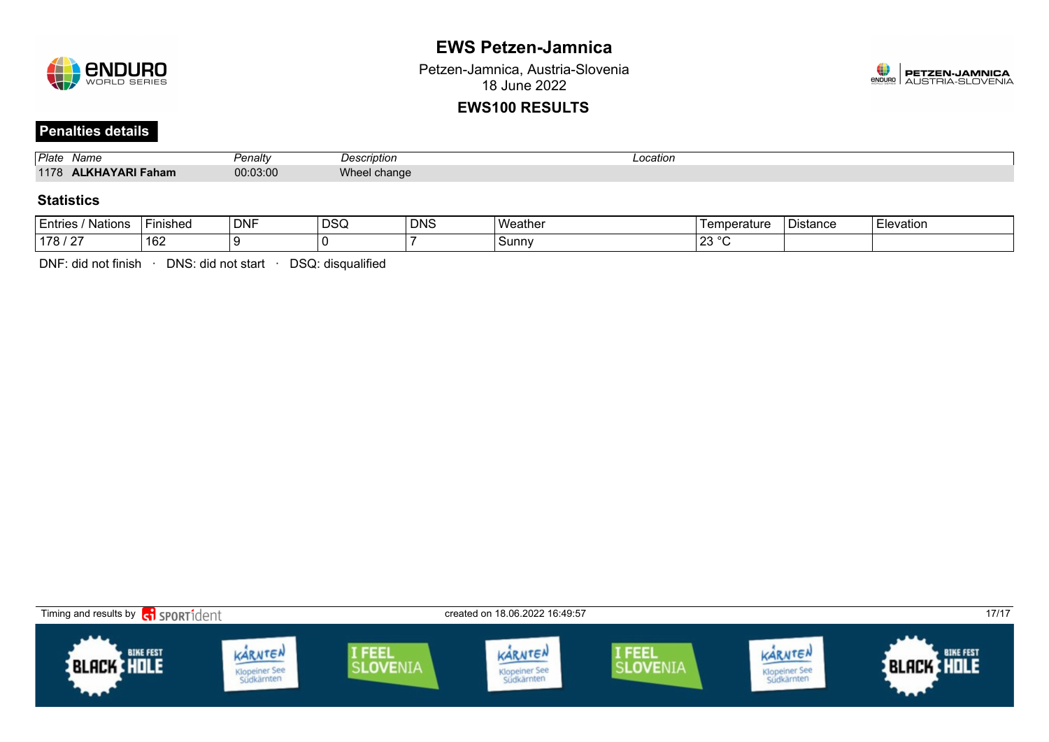# EWS Petzen-Jamnica

Petzen-Jamnica, Austria-Slovenia
18 June 2022

**EWS100 RESULTS**

## Penalties details

| Plate | Name | Penalty | Description | Location |
|---|---|---|---|---|
| 1178 | **ALKHAYARI Faham** | 00:03:00 | Wheel change | |

### Statistics

| Entries / Nations | Finished | DNF | DSQ | DNS | Weather | Temperature | Distance | Elevation |
|---|---|---|---|---|---|---|---|---|
| 178 / 27 | 162 | 9 | 0 | 7 | Sunny | 23 °C | | |

DNF: did not finish · DNS: did not start · DSQ: disqualified

Timing and results by SPORTident

created on 18.06.2022 16:49:57